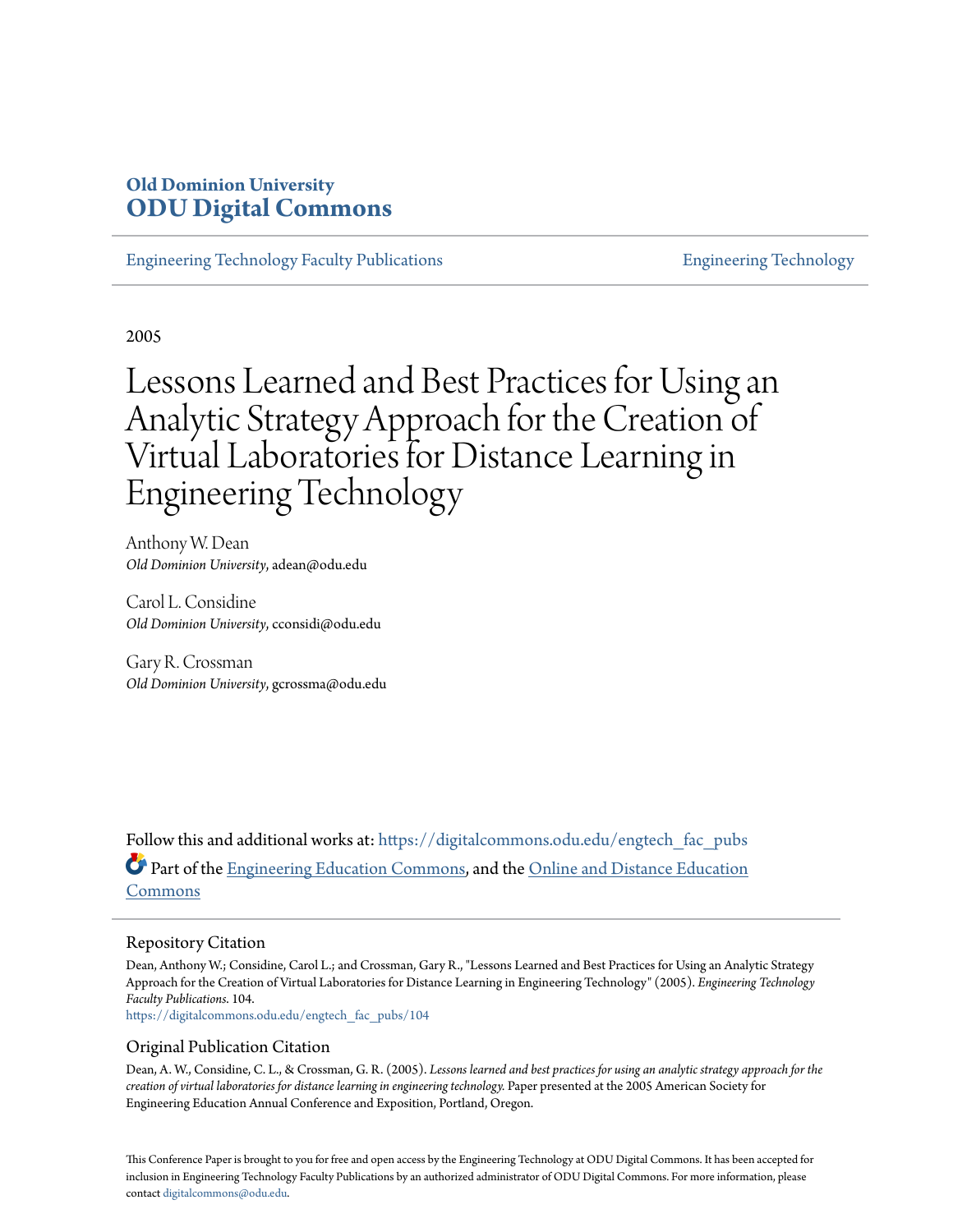**Old Dominion University**
**ODU Digital Commons**

Engineering Technology Faculty Publications | Engineering Technology

2005

# Lessons Learned and Best Practices for Using an Analytic Strategy Approach for the Creation of Virtual Laboratories for Distance Learning in Engineering Technology

Anthony W. Dean
*Old Dominion University*, adean@odu.edu

Carol L. Considine
*Old Dominion University*, cconsidi@odu.edu

Gary R. Crossman
*Old Dominion University*, gcrossma@odu.edu

Follow this and additional works at: https://digitalcommons.odu.edu/engtech_fac_pubs

Part of the Engineering Education Commons, and the Online and Distance Education Commons

## Repository Citation

Dean, Anthony W.; Considine, Carol L.; and Crossman, Gary R., "Lessons Learned and Best Practices for Using an Analytic Strategy Approach for the Creation of Virtual Laboratories for Distance Learning in Engineering Technology" (2005). *Engineering Technology Faculty Publications*. 104.
https://digitalcommons.odu.edu/engtech_fac_pubs/104

## Original Publication Citation

Dean, A. W., Considine, C. L., & Crossman, G. R. (2005). *Lessons learned and best practices for using an analytic strategy approach for the creation of virtual laboratories for distance learning in engineering technology.* Paper presented at the 2005 American Society for Engineering Education Annual Conference and Exposition, Portland, Oregon.

This Conference Paper is brought to you for free and open access by the Engineering Technology at ODU Digital Commons. It has been accepted for inclusion in Engineering Technology Faculty Publications by an authorized administrator of ODU Digital Commons. For more information, please contact digitalcommons@odu.edu.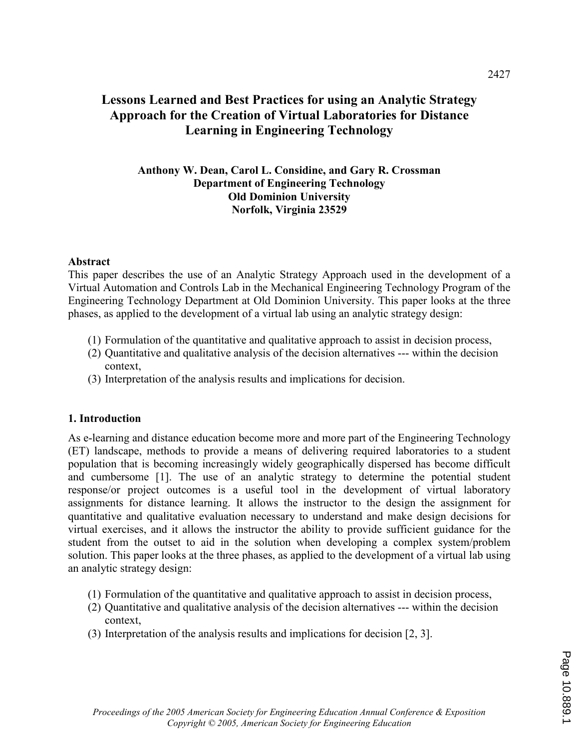# Lessons Learned and Best Practices for using an Analytic Strategy Approach for the Creation of Virtual Laboratories for Distance Learning in Engineering Technology

**Anthony W. Dean, Carol L. Considine, and Gary R. Crossman**
**Department of Engineering Technology**
**Old Dominion University**
**Norfolk, Virginia 23529**

## Abstract

This paper describes the use of an Analytic Strategy Approach used in the development of a Virtual Automation and Controls Lab in the Mechanical Engineering Technology Program of the Engineering Technology Department at Old Dominion University. This paper looks at the three phases, as applied to the development of a virtual lab using an analytic strategy design:

(1) Formulation of the quantitative and qualitative approach to assist in decision process,
(2) Quantitative and qualitative analysis of the decision alternatives --- within the decision context,
(3) Interpretation of the analysis results and implications for decision.

## 1. Introduction

As e-learning and distance education become more and more part of the Engineering Technology (ET) landscape, methods to provide a means of delivering required laboratories to a student population that is becoming increasingly widely geographically dispersed has become difficult and cumbersome [1]. The use of an analytic strategy to determine the potential student response/or project outcomes is a useful tool in the development of virtual laboratory assignments for distance learning. It allows the instructor to the design the assignment for quantitative and qualitative evaluation necessary to understand and make design decisions for virtual exercises, and it allows the instructor the ability to provide sufficient guidance for the student from the outset to aid in the solution when developing a complex system/problem solution. This paper looks at the three phases, as applied to the development of a virtual lab using an analytic strategy design:

(1) Formulation of the quantitative and qualitative approach to assist in decision process,
(2) Quantitative and qualitative analysis of the decision alternatives --- within the decision context,
(3) Interpretation of the analysis results and implications for decision [2, 3].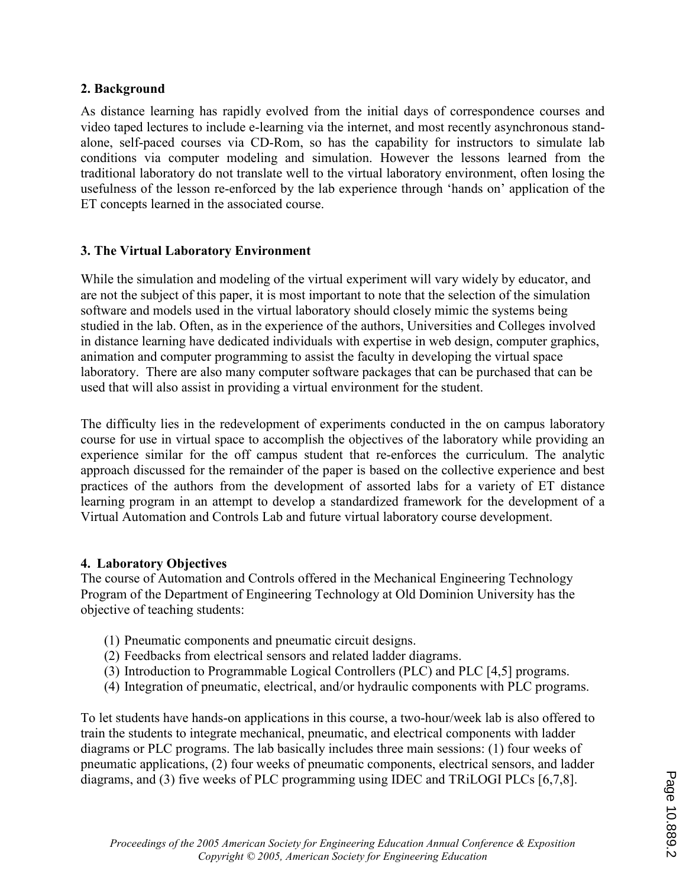## 2. Background

As distance learning has rapidly evolved from the initial days of correspondence courses and video taped lectures to include e-learning via the internet, and most recently asynchronous stand-alone, self-paced courses via CD-Rom, so has the capability for instructors to simulate lab conditions via computer modeling and simulation. However the lessons learned from the traditional laboratory do not translate well to the virtual laboratory environment, often losing the usefulness of the lesson re-enforced by the lab experience through 'hands on' application of the ET concepts learned in the associated course.

## 3. The Virtual Laboratory Environment

While the simulation and modeling of the virtual experiment will vary widely by educator, and are not the subject of this paper, it is most important to note that the selection of the simulation software and models used in the virtual laboratory should closely mimic the systems being studied in the lab. Often, as in the experience of the authors, Universities and Colleges involved in distance learning have dedicated individuals with expertise in web design, computer graphics, animation and computer programming to assist the faculty in developing the virtual space laboratory. There are also many computer software packages that can be purchased that can be used that will also assist in providing a virtual environment for the student.

The difficulty lies in the redevelopment of experiments conducted in the on campus laboratory course for use in virtual space to accomplish the objectives of the laboratory while providing an experience similar for the off campus student that re-enforces the curriculum. The analytic approach discussed for the remainder of the paper is based on the collective experience and best practices of the authors from the development of assorted labs for a variety of ET distance learning program in an attempt to develop a standardized framework for the development of a Virtual Automation and Controls Lab and future virtual laboratory course development.

## 4. Laboratory Objectives

The course of Automation and Controls offered in the Mechanical Engineering Technology Program of the Department of Engineering Technology at Old Dominion University has the objective of teaching students:

(1) Pneumatic components and pneumatic circuit designs.
(2) Feedbacks from electrical sensors and related ladder diagrams.
(3) Introduction to Programmable Logical Controllers (PLC) and PLC [4,5] programs.
(4) Integration of pneumatic, electrical, and/or hydraulic components with PLC programs.

To let students have hands-on applications in this course, a two-hour/week lab is also offered to train the students to integrate mechanical, pneumatic, and electrical components with ladder diagrams or PLC programs. The lab basically includes three main sessions: (1) four weeks of pneumatic applications, (2) four weeks of pneumatic components, electrical sensors, and ladder diagrams, and (3) five weeks of PLC programming using IDEC and TRiLOGI PLCs [6,7,8].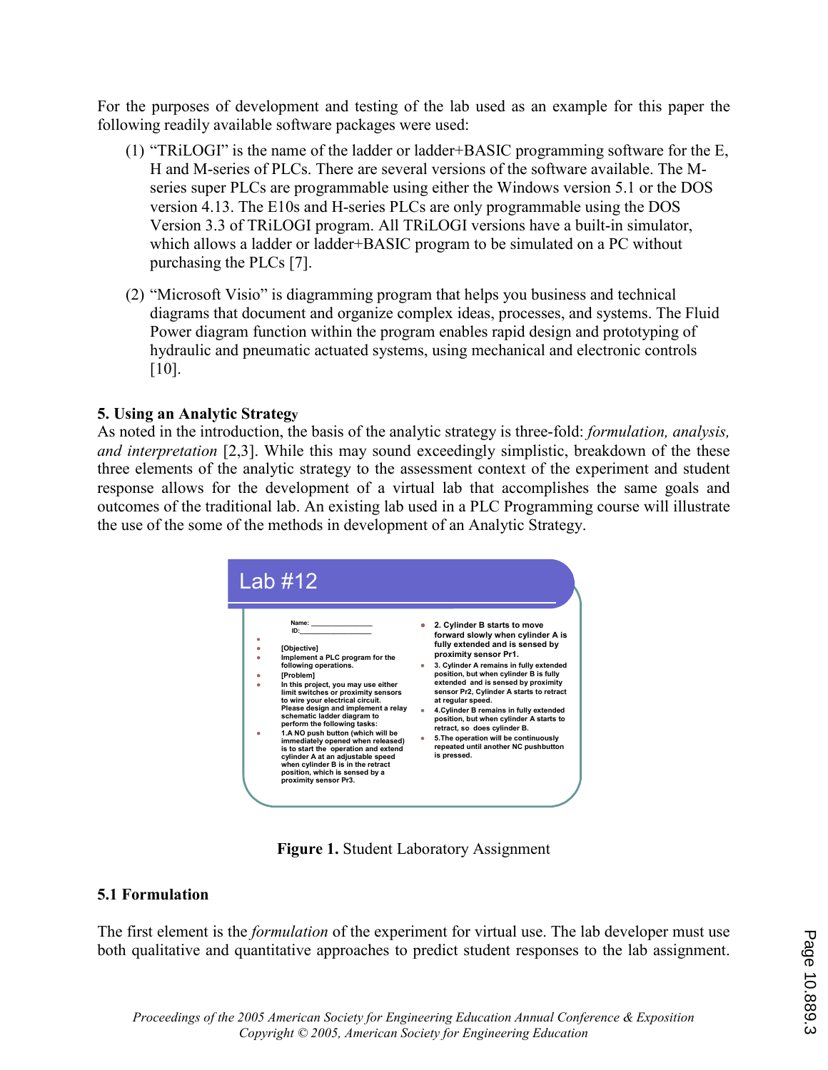For the purposes of development and testing of the lab used as an example for this paper the following readily available software packages were used:

(1) "TRiLOGI" is the name of the ladder or ladder+BASIC programming software for the E, H and M-series of PLCs. There are several versions of the software available. The M-series super PLCs are programmable using either the Windows version 5.1 or the DOS version 4.13. The E10s and H-series PLCs are only programmable using the DOS Version 3.3 of TRiLOGI program. All TRiLOGI versions have a built-in simulator, which allows a ladder or ladder+BASIC program to be simulated on a PC without purchasing the PLCs [7].

(2) "Microsoft Visio" is diagramming program that helps you business and technical diagrams that document and organize complex ideas, processes, and systems. The Fluid Power diagram function within the program enables rapid design and prototyping of hydraulic and pneumatic actuated systems, using mechanical and electronic controls [10].

### 5. Using an Analytic Strategy

As noted in the introduction, the basis of the analytic strategy is three-fold: *formulation, analysis, and interpretation* [2,3]. While this may sound exceedingly simplistic, breakdown of the these three elements of the analytic strategy to the assessment context of the experiment and student response allows for the development of a virtual lab that accomplishes the same goals and outcomes of the traditional lab. An existing lab used in a PLC Programming course will illustrate the use of the some of the methods in development of an Analytic Strategy.

**Lab #12**

Name: ________________
ID:___________________

- [Objective]
- Implement a PLC program for the following operations.
- [Problem]
- In this project, you may use either limit switches or proximity sensors to wire your electrical circuit. Please design and implement a relay schematic ladder diagram to perform the following tasks:
- 1.A NO push button (which will be immediately opened when released) is to start the operation and extend cylinder A at an adjustable speed when cylinder B is in the retract position, which is sensed by a proximity sensor Pr3.
- 2. Cylinder B starts to move forward slowly when cylinder A is fully extended and is sensed by proximity sensor Pr1.
- 3. Cylinder A remains in fully extended position, but when cylinder B is fully extended and is sensed by proximity sensor Pr2, Cylinder A starts to retract at regular speed.
- 4.Cylinder B remains in fully extended position, but when cylinder A starts to retract, so does cylinder B.
- 5.The operation will be continuously repeated until another NC pushbutton is pressed.

**Figure 1.** Student Laboratory Assignment

### 5.1 Formulation

The first element is the *formulation* of the experiment for virtual use. The lab developer must use both qualitative and quantitative approaches to predict student responses to the lab assignment.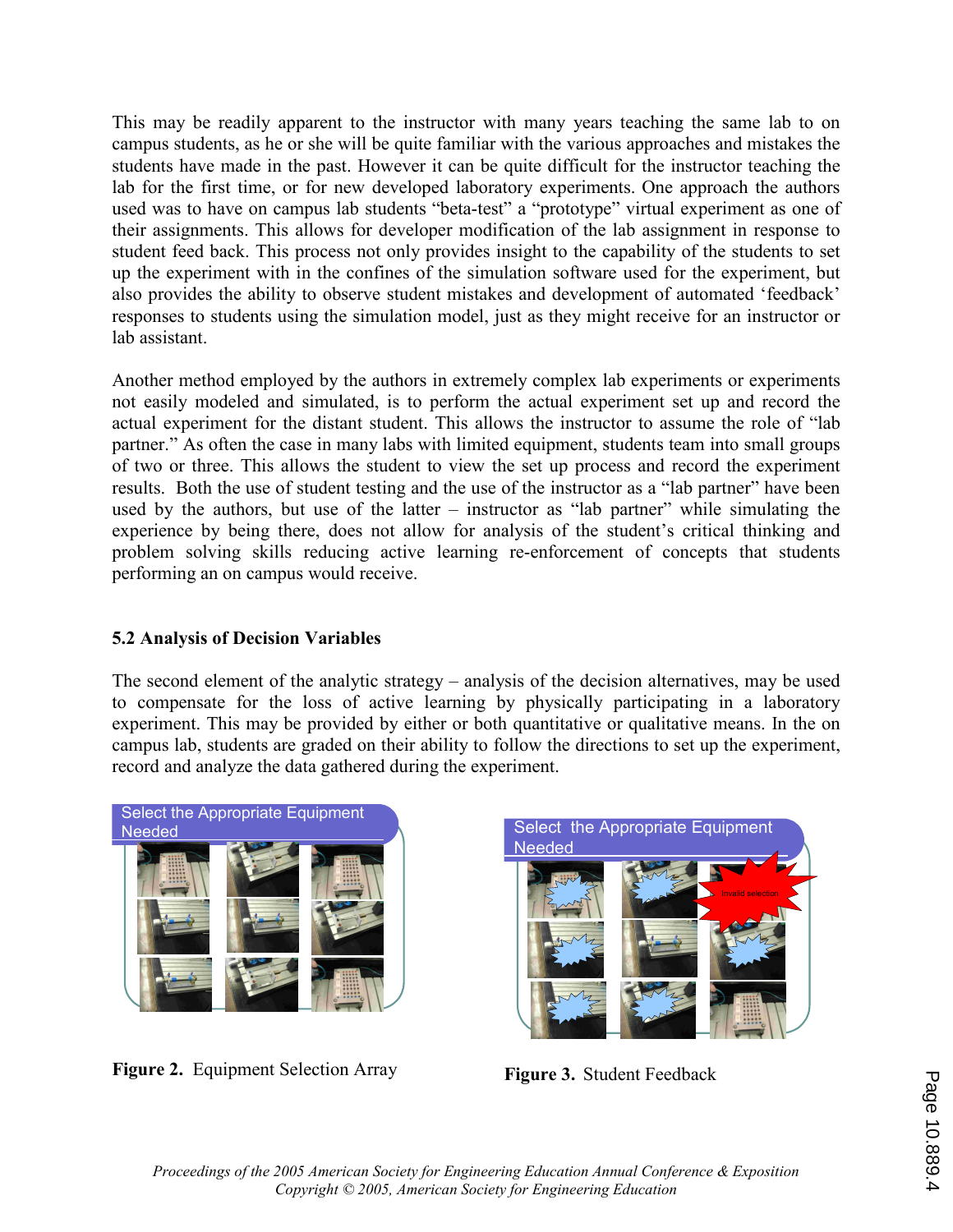This may be readily apparent to the instructor with many years teaching the same lab to on campus students, as he or she will be quite familiar with the various approaches and mistakes the students have made in the past. However it can be quite difficult for the instructor teaching the lab for the first time, or for new developed laboratory experiments. One approach the authors used was to have on campus lab students "beta-test" a "prototype" virtual experiment as one of their assignments. This allows for developer modification of the lab assignment in response to student feed back. This process not only provides insight to the capability of the students to set up the experiment with in the confines of the simulation software used for the experiment, but also provides the ability to observe student mistakes and development of automated 'feedback' responses to students using the simulation model, just as they might receive for an instructor or lab assistant.

Another method employed by the authors in extremely complex lab experiments or experiments not easily modeled and simulated, is to perform the actual experiment set up and record the actual experiment for the distant student. This allows the instructor to assume the role of "lab partner." As often the case in many labs with limited equipment, students team into small groups of two or three. This allows the student to view the set up process and record the experiment results. Both the use of student testing and the use of the instructor as a "lab partner" have been used by the authors, but use of the latter – instructor as "lab partner" while simulating the experience by being there, does not allow for analysis of the student's critical thinking and problem solving skills reducing active learning re-enforcement of concepts that students performing an on campus would receive.

### 5.2 Analysis of Decision Variables

The second element of the analytic strategy – analysis of the decision alternatives, may be used to compensate for the loss of active learning by physically participating in a laboratory experiment. This may be provided by either or both quantitative or qualitative means. In the on campus lab, students are graded on their ability to follow the directions to set up the experiment, record and analyze the data gathered during the experiment.

Select the Appropriate Equipment Needed

**Figure 2.** Equipment Selection Array

Select the Appropriate Equipment Needed

Invalid selection

**Figure 3.** Student Feedback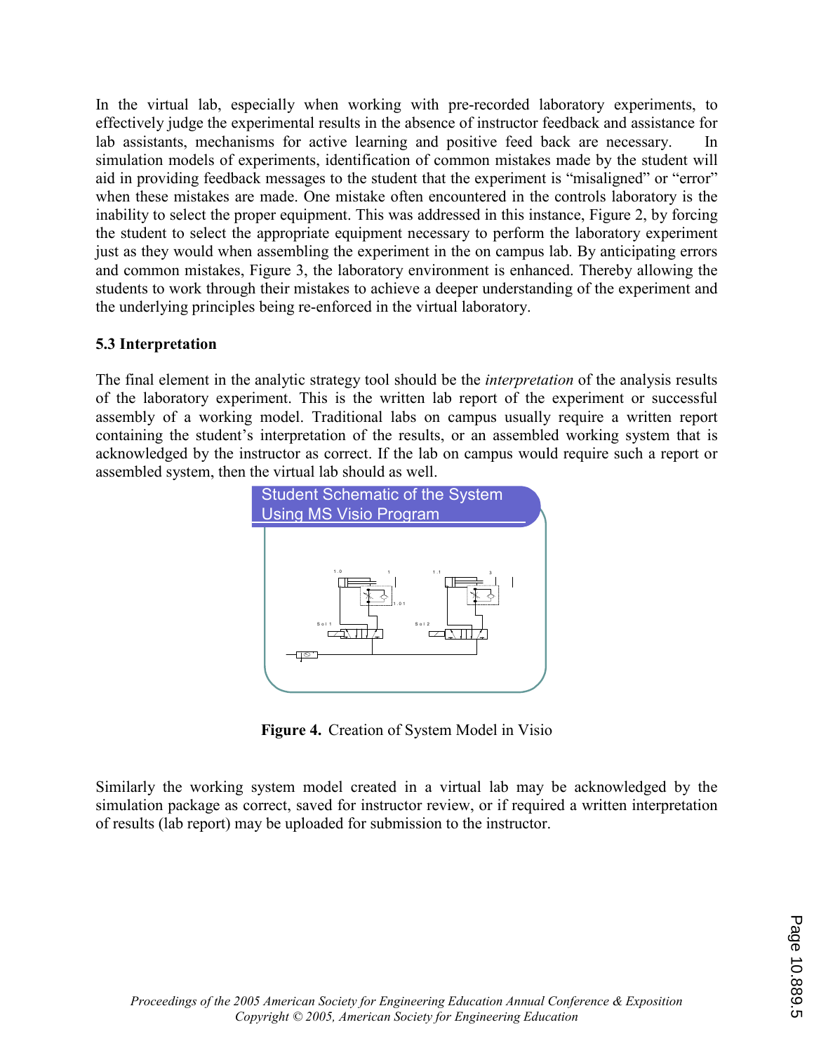In the virtual lab, especially when working with pre-recorded laboratory experiments, to effectively judge the experimental results in the absence of instructor feedback and assistance for lab assistants, mechanisms for active learning and positive feed back are necessary. In simulation models of experiments, identification of common mistakes made by the student will aid in providing feedback messages to the student that the experiment is "misaligned" or "error" when these mistakes are made. One mistake often encountered in the controls laboratory is the inability to select the proper equipment. This was addressed in this instance, Figure 2, by forcing the student to select the appropriate equipment necessary to perform the laboratory experiment just as they would when assembling the experiment in the on campus lab. By anticipating errors and common mistakes, Figure 3, the laboratory environment is enhanced. Thereby allowing the students to work through their mistakes to achieve a deeper understanding of the experiment and the underlying principles being re-enforced in the virtual laboratory.

### 5.3 Interpretation

The final element in the analytic strategy tool should be the *interpretation* of the analysis results of the laboratory experiment. This is the written lab report of the experiment or successful assembly of a working model. Traditional labs on campus usually require a written report containing the student's interpretation of the results, or an assembled working system that is acknowledged by the instructor as correct. If the lab on campus would require such a report or assembled system, then the virtual lab should as well.

**Figure 4.** Creation of System Model in Visio

Similarly the working system model created in a virtual lab may be acknowledged by the simulation package as correct, saved for instructor review, or if required a written interpretation of results (lab report) may be uploaded for submission to the instructor.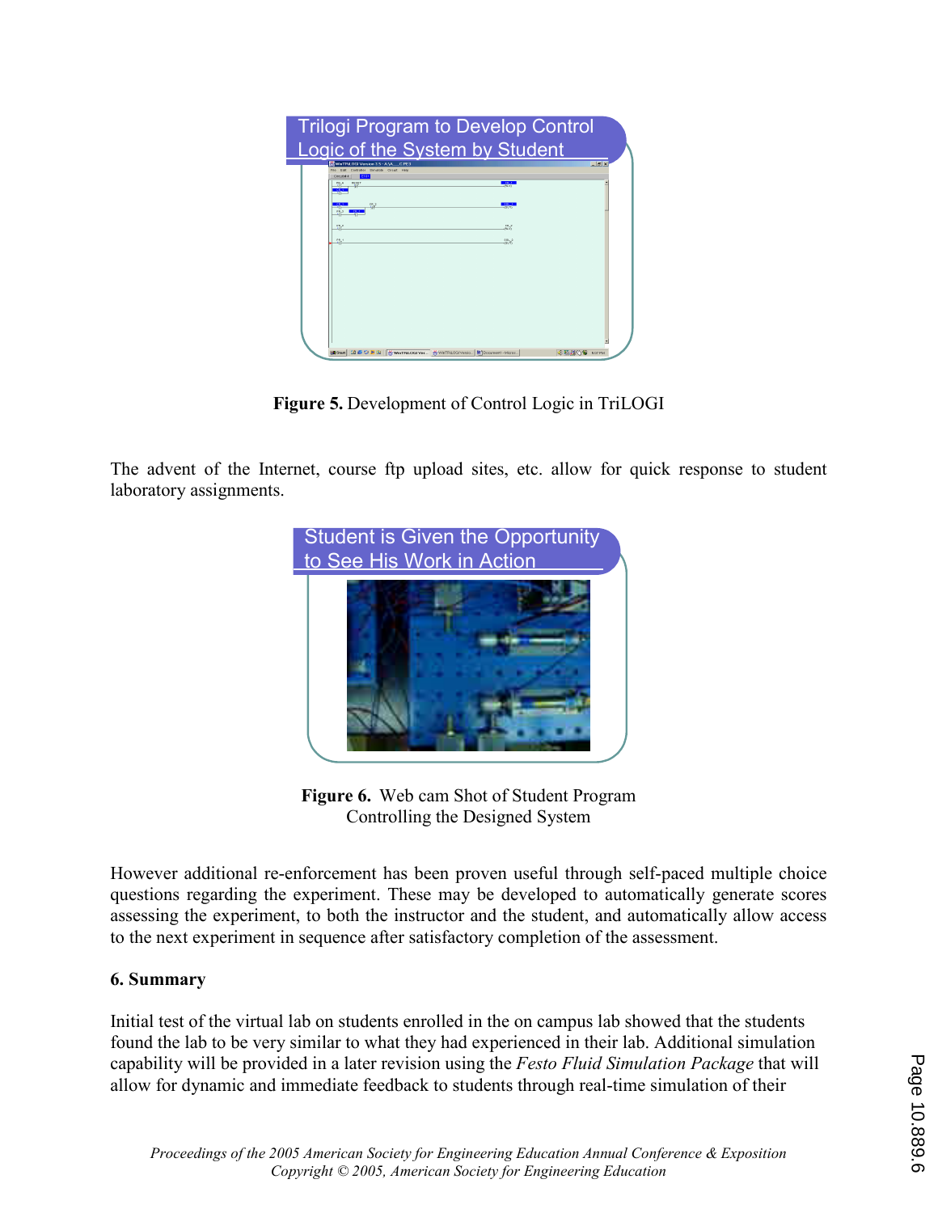Trilogi Program to Develop Control Logic of the System by Student

**Figure 5.** Development of Control Logic in TriLOGI

The advent of the Internet, course ftp upload sites, etc. allow for quick response to student laboratory assignments.

Student is Given the Opportunity to See His Work in Action

**Figure 6.** Web cam Shot of Student Program Controlling the Designed System

However additional re-enforcement has been proven useful through self-paced multiple choice questions regarding the experiment. These may be developed to automatically generate scores assessing the experiment, to both the instructor and the student, and automatically allow access to the next experiment in sequence after satisfactory completion of the assessment.

**6. Summary**

Initial test of the virtual lab on students enrolled in the on campus lab showed that the students found the lab to be very similar to what they had experienced in their lab. Additional simulation capability will be provided in a later revision using the *Festo Fluid Simulation Package* that will allow for dynamic and immediate feedback to students through real-time simulation of their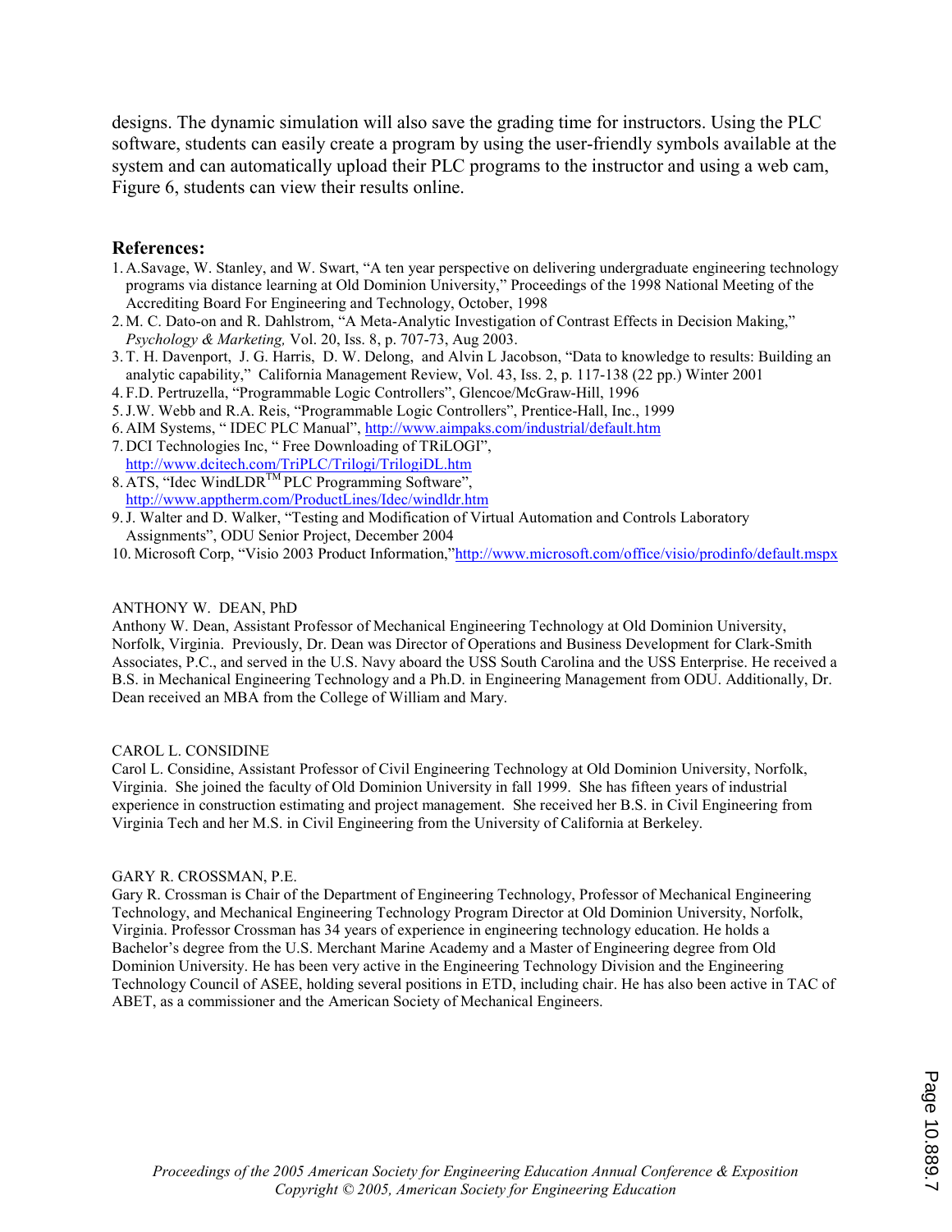designs. The dynamic simulation will also save the grading time for instructors. Using the PLC software, students can easily create a program by using the user-friendly symbols available at the system and can automatically upload their PLC programs to the instructor and using a web cam, Figure 6, students can view their results online.

## References:

1. A.Savage, W. Stanley, and W. Swart, "A ten year perspective on delivering undergraduate engineering technology programs via distance learning at Old Dominion University," Proceedings of the 1998 National Meeting of the Accrediting Board For Engineering and Technology, October, 1998
2. M. C. Dato-on and R. Dahlstrom, "A Meta-Analytic Investigation of Contrast Effects in Decision Making," *Psychology & Marketing,* Vol. 20, Iss. 8, p. 707-73, Aug 2003.
3. T. H. Davenport, J. G. Harris, D. W. Delong, and Alvin L Jacobson, "Data to knowledge to results: Building an analytic capability," California Management Review, Vol. 43, Iss. 2, p. 117-138 (22 pp.) Winter 2001
4. F.D. Pertruzella, "Programmable Logic Controllers", Glencoe/McGraw-Hill, 1996
5. J.W. Webb and R.A. Reis, "Programmable Logic Controllers", Prentice-Hall, Inc., 1999
6. AIM Systems, " IDEC PLC Manual", http://www.aimpaks.com/industrial/default.htm
7. DCI Technologies Inc, " Free Downloading of TRiLOGI", http://www.dcitech.com/TriPLC/Trilogi/TrilogiDL.htm
8. ATS, "Idec WindLDR™ PLC Programming Software", http://www.apptherm.com/ProductLines/Idec/windldr.htm
9. J. Walter and D. Walker, "Testing and Modification of Virtual Automation and Controls Laboratory Assignments", ODU Senior Project, December 2004
10. Microsoft Corp, "Visio 2003 Product Information,"http://www.microsoft.com/office/visio/prodinfo/default.mspx

ANTHONY W. DEAN, PhD
Anthony W. Dean, Assistant Professor of Mechanical Engineering Technology at Old Dominion University, Norfolk, Virginia. Previously, Dr. Dean was Director of Operations and Business Development for Clark-Smith Associates, P.C., and served in the U.S. Navy aboard the USS South Carolina and the USS Enterprise. He received a B.S. in Mechanical Engineering Technology and a Ph.D. in Engineering Management from ODU. Additionally, Dr. Dean received an MBA from the College of William and Mary.

CAROL L. CONSIDINE
Carol L. Considine, Assistant Professor of Civil Engineering Technology at Old Dominion University, Norfolk, Virginia. She joined the faculty of Old Dominion University in fall 1999. She has fifteen years of industrial experience in construction estimating and project management. She received her B.S. in Civil Engineering from Virginia Tech and her M.S. in Civil Engineering from the University of California at Berkeley.

GARY R. CROSSMAN, P.E.
Gary R. Crossman is Chair of the Department of Engineering Technology, Professor of Mechanical Engineering Technology, and Mechanical Engineering Technology Program Director at Old Dominion University, Norfolk, Virginia. Professor Crossman has 34 years of experience in engineering technology education. He holds a Bachelor's degree from the U.S. Merchant Marine Academy and a Master of Engineering degree from Old Dominion University. He has been very active in the Engineering Technology Division and the Engineering Technology Council of ASEE, holding several positions in ETD, including chair. He has also been active in TAC of ABET, as a commissioner and the American Society of Mechanical Engineers.